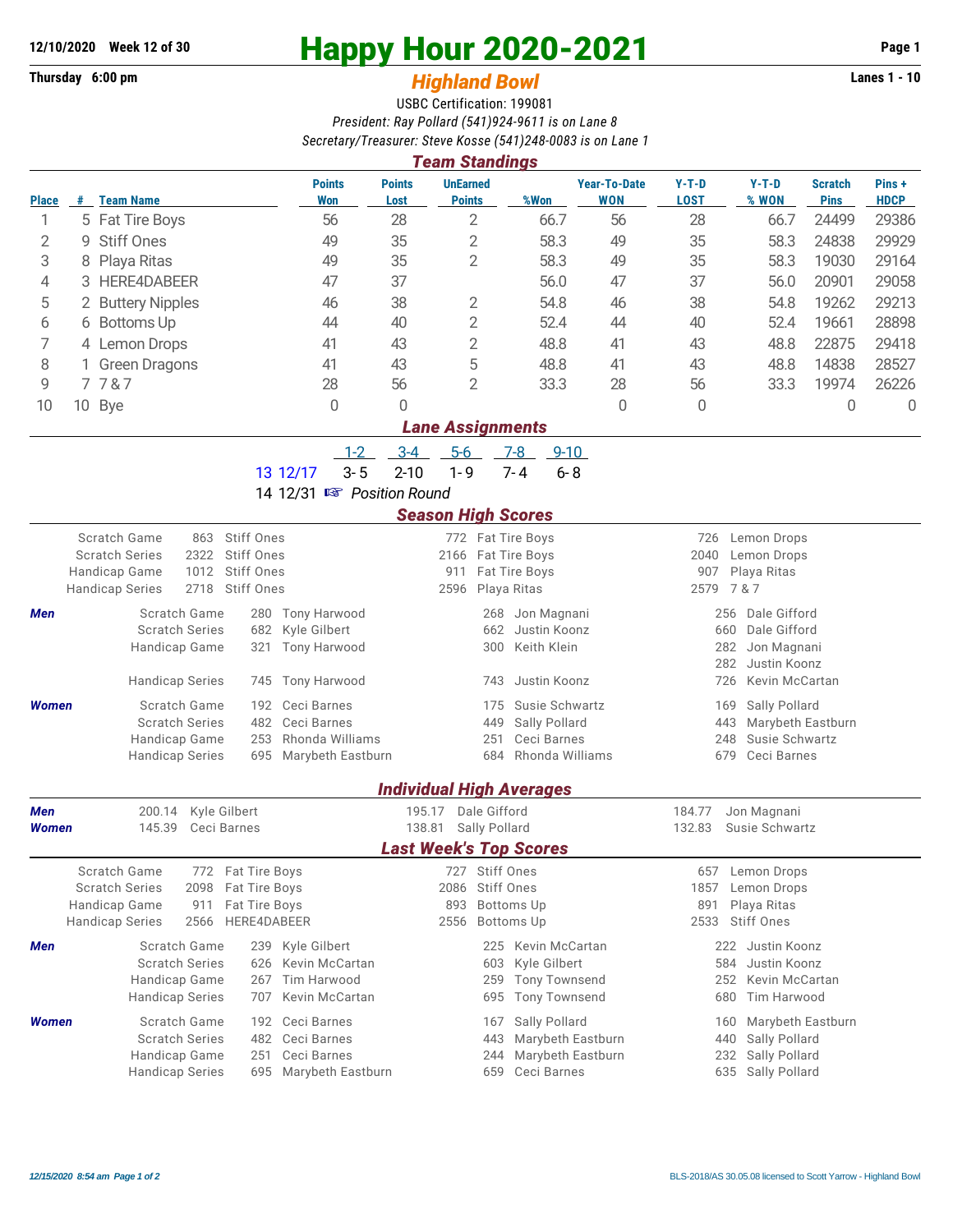**12/10/2020 Week 12 of 30**

**Thursday 6:00 pm**

# Happy Hour 2020-2021

## *Highland Bowl*

**Lanes 1 - 10**

USBC Certification: 199081

*President: Ray Pollard (541)924-9611 is on Lane 8*

*Secretary/Treasurer: Steve Kosse (541)248-0083 is on Lane 1*

### *Team Standings*

| Place | # | Team Name | Points Won | Points Lost | UnEarned Points | %Won | Year-To-Date WON | Y-T-D LOST | Y-T-D % WON | Scratch Pins | Pins + HDCP |
|---|---|---|---|---|---|---|---|---|---|---|---|
| 1 | 5 | Fat Tire Boys | 56 | 28 | 2 | 66.7 | 56 | 28 | 66.7 | 24499 | 29386 |
| 2 | 9 | Stiff Ones | 49 | 35 | 2 | 58.3 | 49 | 35 | 58.3 | 24838 | 29929 |
| 3 | 8 | Playa Ritas | 49 | 35 | 2 | 58.3 | 49 | 35 | 58.3 | 19030 | 29164 |
| 4 | 3 | HERE4DABEER | 47 | 37 | | 56.0 | 47 | 37 | 56.0 | 20901 | 29058 |
| 5 | 2 | Buttery Nipples | 46 | 38 | 2 | 54.8 | 46 | 38 | 54.8 | 19262 | 29213 |
| 6 | 6 | Bottoms Up | 44 | 40 | 2 | 52.4 | 44 | 40 | 52.4 | 19661 | 28898 |
| 7 | 4 | Lemon Drops | 41 | 43 | 2 | 48.8 | 41 | 43 | 48.8 | 22875 | 29418 |
| 8 | 1 | Green Dragons | 41 | 43 | 5 | 48.8 | 41 | 43 | 48.8 | 14838 | 28527 |
| 9 | 7 | 7 & 7 | 28 | 56 | 2 | 33.3 | 28 | 56 | 33.3 | 19974 | 26226 |
| 10 | 10 | Bye | 0 | 0 | | | 0 | 0 | | 0 | 0 |

### *Lane Assignments*

| | 1-2 | 3-4 | 5-6 | 7-8 | 9-10 |
|---|---|---|---|---|---|
| 13 12/17 | 3- 5 | 2-10 | 1- 9 | 7- 4 | 6- 8 |
| 14 12/31 ☞ *Position Round* | | | | | |

### *Season High Scores*

| | | | | | | |
|---|---|---|---|---|---|---|
| Scratch Game | 863 | Stiff Ones | 772 | Fat Tire Boys | 726 | Lemon Drops |
| Scratch Series | 2322 | Stiff Ones | 2166 | Fat Tire Boys | 2040 | Lemon Drops |
| Handicap Game | 1012 | Stiff Ones | 911 | Fat Tire Boys | 907 | Playa Ritas |
| Handicap Series | 2718 | Stiff Ones | 2596 | Playa Ritas | 2579 | 7 & 7 |

**Men**

| | | | | | | |
|---|---|---|---|---|---|---|
| Scratch Game | 280 | Tony Harwood | 268 | Jon Magnani | 256 | Dale Gifford |
| Scratch Series | 682 | Kyle Gilbert | 662 | Justin Koonz | 660 | Dale Gifford |
| Handicap Game | 321 | Tony Harwood | 300 | Keith Klein | 282 | Jon Magnani |
| | | | | | 282 | Justin Koonz |
| Handicap Series | 745 | Tony Harwood | 743 | Justin Koonz | 726 | Kevin McCartan |

**Women**

| | | | | | | |
|---|---|---|---|---|---|---|
| Scratch Game | 192 | Ceci Barnes | 175 | Susie Schwartz | 169 | Sally Pollard |
| Scratch Series | 482 | Ceci Barnes | 449 | Sally Pollard | 443 | Marybeth Eastburn |
| Handicap Game | 253 | Rhonda Williams | 251 | Ceci Barnes | 248 | Susie Schwartz |
| Handicap Series | 695 | Marybeth Eastburn | 684 | Rhonda Williams | 679 | Ceci Barnes |

### *Individual High Averages*

| | | | | | | |
|---|---|---|---|---|---|---|
| **Men** | 200.14 | Kyle Gilbert | 195.17 | Dale Gifford | 184.77 | Jon Magnani |
| **Women** | 145.39 | Ceci Barnes | 138.81 | Sally Pollard | 132.83 | Susie Schwartz |

### *Last Week's Top Scores*

| | | | | | | |
|---|---|---|---|---|---|---|
| Scratch Game | 772 | Fat Tire Boys | 727 | Stiff Ones | 657 | Lemon Drops |
| Scratch Series | 2098 | Fat Tire Boys | 2086 | Stiff Ones | 1857 | Lemon Drops |
| Handicap Game | 911 | Fat Tire Boys | 893 | Bottoms Up | 891 | Playa Ritas |
| Handicap Series | 2566 | HERE4DABEER | 2556 | Bottoms Up | 2533 | Stiff Ones |

**Men**

| | | | | | | |
|---|---|---|---|---|---|---|
| Scratch Game | 239 | Kyle Gilbert | 225 | Kevin McCartan | 222 | Justin Koonz |
| Scratch Series | 626 | Kevin McCartan | 603 | Kyle Gilbert | 584 | Justin Koonz |
| Handicap Game | 267 | Tim Harwood | 259 | Tony Townsend | 252 | Kevin McCartan |
| Handicap Series | 707 | Kevin McCartan | 695 | Tony Townsend | 680 | Tim Harwood |

**Women**

| | | | | | | |
|---|---|---|---|---|---|---|
| Scratch Game | 192 | Ceci Barnes | 167 | Sally Pollard | 160 | Marybeth Eastburn |
| Scratch Series | 482 | Ceci Barnes | 443 | Marybeth Eastburn | 440 | Sally Pollard |
| Handicap Game | 251 | Ceci Barnes | 244 | Marybeth Eastburn | 232 | Sally Pollard |
| Handicap Series | 695 | Marybeth Eastburn | 659 | Ceci Barnes | 635 | Sally Pollard |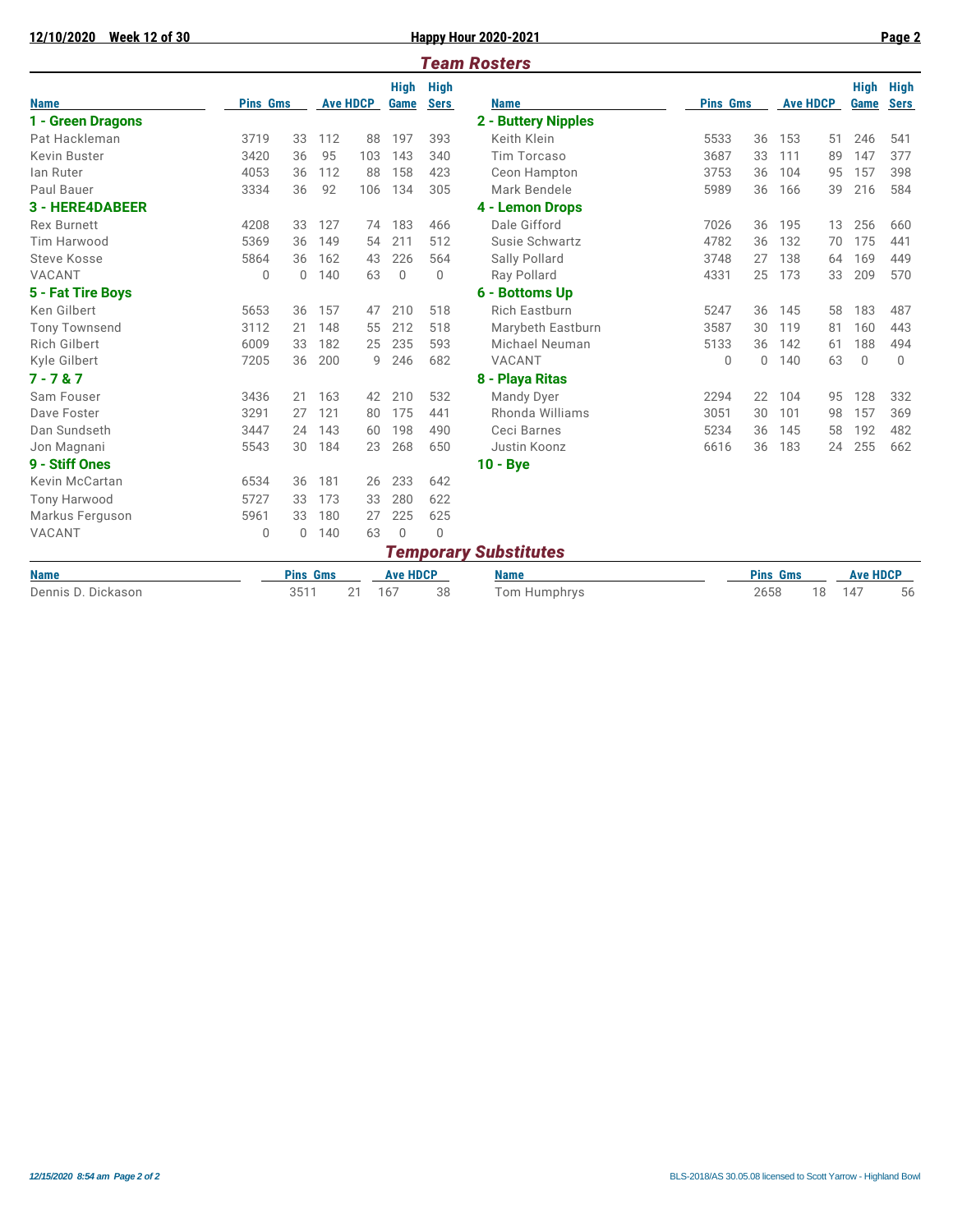## Team Rosters

| Name | Pins | Gms | Ave | HDCP | High Game | High Sers |
|---|---|---|---|---|---|---|
| **1 - Green Dragons** | | | | | | |
| Pat Hackleman | 3719 | 33 | 112 | 88 | 197 | 393 |
| Kevin Buster | 3420 | 36 | 95 | 103 | 143 | 340 |
| Ian Ruter | 4053 | 36 | 112 | 88 | 158 | 423 |
| Paul Bauer | 3334 | 36 | 92 | 106 | 134 | 305 |
| **2 - Buttery Nipples** | | | | | | |
| Keith Klein | 5533 | 36 | 153 | 51 | 246 | 541 |
| Tim Torcaso | 3687 | 33 | 111 | 89 | 147 | 377 |
| Ceon Hampton | 3753 | 36 | 104 | 95 | 157 | 398 |
| Mark Bendele | 5989 | 36 | 166 | 39 | 216 | 584 |
| **3 - HERE4DABEER** | | | | | | |
| Rex Burnett | 4208 | 33 | 127 | 74 | 183 | 466 |
| Tim Harwood | 5369 | 36 | 149 | 54 | 211 | 512 |
| Steve Kosse | 5864 | 36 | 162 | 43 | 226 | 564 |
| VACANT | 0 | 0 | 140 | 63 | 0 | 0 |
| **4 - Lemon Drops** | | | | | | |
| Dale Gifford | 7026 | 36 | 195 | 13 | 256 | 660 |
| Susie Schwartz | 4782 | 36 | 132 | 70 | 175 | 441 |
| Sally Pollard | 3748 | 27 | 138 | 64 | 169 | 449 |
| Ray Pollard | 4331 | 25 | 173 | 33 | 209 | 570 |
| **5 - Fat Tire Boys** | | | | | | |
| Ken Gilbert | 5653 | 36 | 157 | 47 | 210 | 518 |
| Tony Townsend | 3112 | 21 | 148 | 55 | 212 | 518 |
| Rich Gilbert | 6009 | 33 | 182 | 25 | 235 | 593 |
| Kyle Gilbert | 7205 | 36 | 200 | 9 | 246 | 682 |
| **6 - Bottoms Up** | | | | | | |
| Rich Eastburn | 5247 | 36 | 145 | 58 | 183 | 487 |
| Marybeth Eastburn | 3587 | 30 | 119 | 81 | 160 | 443 |
| Michael Neuman | 5133 | 36 | 142 | 61 | 188 | 494 |
| VACANT | 0 | 0 | 140 | 63 | 0 | 0 |
| **7 - 7 & 7** | | | | | | |
| Sam Fouser | 3436 | 21 | 163 | 42 | 210 | 532 |
| Dave Foster | 3291 | 27 | 121 | 80 | 175 | 441 |
| Dan Sundseth | 3447 | 24 | 143 | 60 | 198 | 490 |
| Jon Magnani | 5543 | 30 | 184 | 23 | 268 | 650 |
| **8 - Playa Ritas** | | | | | | |
| Mandy Dyer | 2294 | 22 | 104 | 95 | 128 | 332 |
| Rhonda Williams | 3051 | 30 | 101 | 98 | 157 | 369 |
| Ceci Barnes | 5234 | 36 | 145 | 58 | 192 | 482 |
| Justin Koonz | 6616 | 36 | 183 | 24 | 255 | 662 |
| **9 - Stiff Ones** | | | | | | |
| Kevin McCartan | 6534 | 36 | 181 | 26 | 233 | 642 |
| Tony Harwood | 5727 | 33 | 173 | 33 | 280 | 622 |
| Markus Ferguson | 5961 | 33 | 180 | 27 | 225 | 625 |
| VACANT | 0 | 0 | 140 | 63 | 0 | 0 |
| **10 - Bye** | | | | | | |

## Temporary Substitutes

| Name | Pins | Gms | Ave | HDCP |
|---|---|---|---|---|
| Dennis D. Dickason | 3511 | 21 | 167 | 38 |
| Tom Humphrys | 2658 | 18 | 147 | 56 |